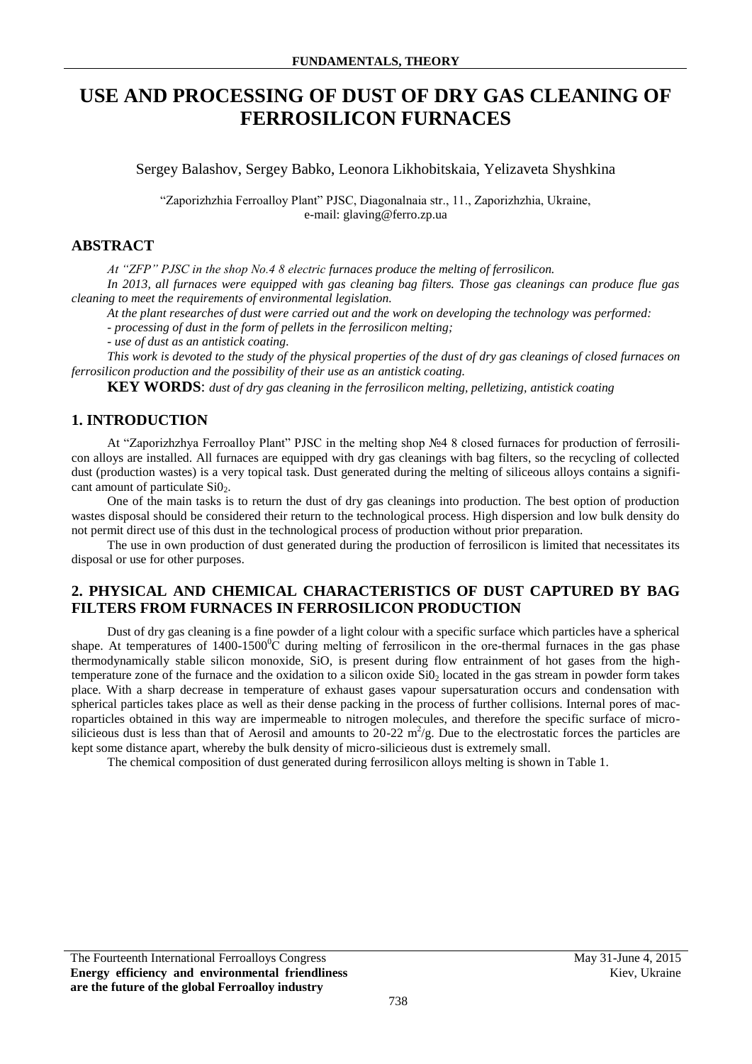# USE AND PROCESSING OF DUST OF DRY GAS CLEANING OF FERROSILICON FURNACES

Sergey Balashov, Sergey Babko, Leonora Likhobitskaia, Yelizaveta Shyshkina

"Zaporizhzhia Ferroalloy Plant" PJSC, Diagonalnaia str., 11., Zaporizhzhia, Ukraine, e-mail: glaving@ferro.zp.ua

## ABSTRACT

*At "ZFP" PJSC in the shop No.4 8 electric furnaces produce the melting of ferrosilicon.*

*In 2013, all furnaces were equipped with gas cleaning bag filters. Those gas cleanings can produce flue gas cleaning to meet the requirements of environmental legislation.*

*At the plant researches of dust were carried out and the work on developing the technology was performed:*

*- processing of dust in the form of pellets in the ferrosilicon melting;*

*- use of dust as an antistick coating.*

*This work is devoted to the study of the physical properties of the dust of dry gas cleanings of closed furnaces on ferrosilicon production and the possibility of their use as an antistick coating.*

**KEY WORDS**: *dust of dry gas cleaning in the ferrosilicon melting, pelletizing, antistick coating*

## 1. INTRODUCTION

At "Zaporizhzhya Ferroalloy Plant" PJSC in the melting shop №4 8 closed furnaces for production of ferrosilicon alloys are installed. All furnaces are equipped with dry gas cleanings with bag filters, so the recycling of collected dust (production wastes) is a very topical task. Dust generated during the melting of siliceous alloys contains a significant amount of particulate $Si0_2$.

One of the main tasks is to return the dust of dry gas cleanings into production. The best option of production wastes disposal should be considered their return to the technological process. High dispersion and low bulk density do not permit direct use of this dust in the technological process of production without prior preparation.

The use in own production of dust generated during the production of ferrosilicon is limited that necessitates its disposal or use for other purposes.

## 2. PHYSICAL AND CHEMICAL CHARACTERISTICS OF DUST CAPTURED BY BAG FILTERS FROM FURNACES IN FERROSILICON PRODUCTION

Dust of dry gas cleaning is a fine powder of a light colour with a specific surface which particles have a spherical shape. At temperatures of $1400\text{-}1500^0C$ during melting of ferrosilicon in the ore-thermal furnaces in the gas phase thermodynamically stable silicon monoxide, SiO, is present during flow entrainment of hot gases from the high-temperature zone of the furnace and the oxidation to a silicon oxide $Si0_2$ located in the gas stream in powder form takes place. With a sharp decrease in temperature of exhaust gases vapour supersaturation occurs and condensation with spherical particles takes place as well as their dense packing in the process of further collisions. Internal pores of macroparticles obtained in this way are impermeable to nitrogen molecules, and therefore the specific surface of micro-silicieous dust is less than that of Aerosil and amounts to 20-22 $m^2/g$. Due to the electrostatic forces the particles are kept some distance apart, whereby the bulk density of micro-silicieous dust is extremely small.

The chemical composition of dust generated during ferrosilicon alloys melting is shown in Table 1.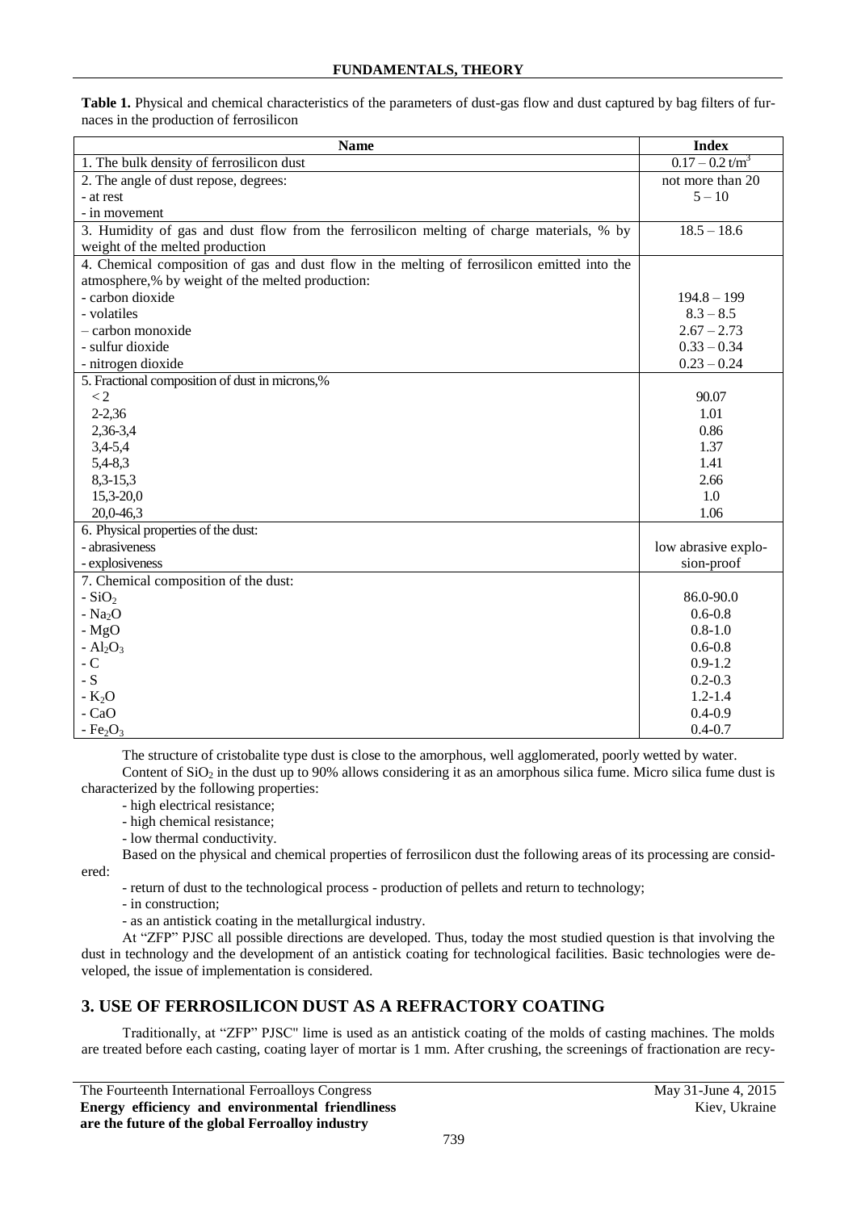**Table 1.** Physical and chemical characteristics of the parameters of dust-gas flow and dust captured by bag filters of furnaces in the production of ferrosilicon

| Name | Index |
|---|---|
| 1. The bulk density of ferrosilicon dust | $0.17 – 0.2$ t/m$^3$ |
| 2. The angle of dust repose, degrees: | not more than 20 |
| - at rest | 5 – 10 |
| - in movement | |
| 3. Humidity of gas and dust flow from the ferrosilicon melting of charge materials, % by weight of the melted production | 18.5 – 18.6 |
| 4. Chemical composition of gas and dust flow in the melting of ferrosilicon emitted into the atmosphere,% by weight of the melted production: | |
| - carbon dioxide | 194.8 – 199 |
| - volatiles | 8.3 – 8.5 |
| – carbon monoxide | 2.67 – 2.73 |
| - sulfur dioxide | 0.33 – 0.34 |
| - nitrogen dioxide | 0.23 – 0.24 |
| 5. Fractional composition of dust in microns,% | |
| < 2 | 90.07 |
| 2-2,36 | 1.01 |
| 2,36-3,4 | 0.86 |
| 3,4-5,4 | 1.37 |
| 5,4-8,3 | 1.41 |
| 8,3-15,3 | 2.66 |
| 15,3-20,0 | 1.0 |
| 20,0-46,3 | 1.06 |
| 6. Physical properties of the dust: | |
| - abrasiveness | low abrasive explo- |
| - explosiveness | sion-proof |
| 7. Chemical composition of the dust: | |
| - $SiO_2$ | 86.0-90.0 |
| - $Na_2O$ | 0.6-0.8 |
| - MgO | 0.8-1.0 |
| - $Al_2O_3$ | 0.6-0.8 |
| - C | 0.9-1.2 |
| - S | 0.2-0.3 |
| - $K_2O$ | 1.2-1.4 |
| - CaO | 0.4-0.9 |
| - $Fe_2O_3$ | 0.4-0.7 |

The structure of cristobalite type dust is close to the amorphous, well agglomerated, poorly wetted by water.

Content of $SiO_2$ in the dust up to 90% allows considering it as an amorphous silica fume. Micro silica fume dust is characterized by the following properties:

- high electrical resistance;
- high chemical resistance;
- low thermal conductivity.

Based on the physical and chemical properties of ferrosilicon dust the following areas of its processing are considered:

- return of dust to the technological process - production of pellets and return to technology;
- in construction;
- as an antistick coating in the metallurgical industry.

At "ZFP" PJSC all possible directions are developed. Thus, today the most studied question is that involving the dust in technology and the development of an antistick coating for technological facilities. Basic technologies were developed, the issue of implementation is considered.

## 3. USE OF FERROSILICON DUST AS A REFRACTORY COATING

Traditionally, at "ZFP" PJSC" lime is used as an antistick coating of the molds of casting machines. The molds are treated before each casting, coating layer of mortar is 1 mm. After crushing, the screenings of fractionation are recy-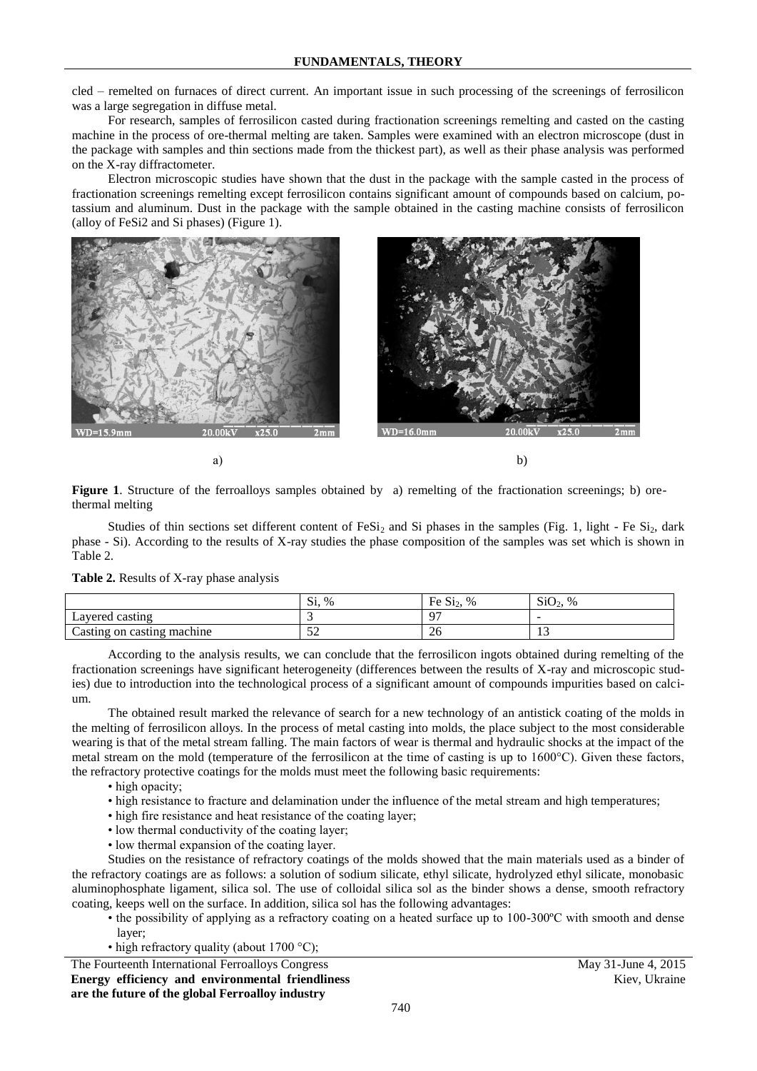cled – remelted on furnaces of direct current. An important issue in such processing of the screenings of ferrosilicon was a large segregation in diffuse metal.

For research, samples of ferrosilicon casted during fractionation screenings remelting and casted on the casting machine in the process of ore-thermal melting are taken. Samples were examined with an electron microscope (dust in the package with samples and thin sections made from the thickest part), as well as their phase analysis was performed on the X-ray diffractometer.

Electron microscopic studies have shown that the dust in the package with the sample casted in the process of fractionation screenings remelting except ferrosilicon contains significant amount of compounds based on calcium, potassium and aluminum. Dust in the package with the sample obtained in the casting machine consists of ferrosilicon (alloy of FeSi2 and Si phases) (Figure 1).

a) b)

**Figure 1**. Structure of the ferroalloys samples obtained by a) remelting of the fractionation screenings; b) ore-thermal melting

Studies of thin sections set different content of $FeSi_2$ and Si phases in the samples (Fig. 1, light - Fe $Si_2$, dark phase - Si). According to the results of X-ray studies the phase composition of the samples was set which is shown in Table 2.

**Table 2.** Results of X-ray phase analysis

| | Si, % | Fe $Si_2$, % | $SiO_2$, % |
|---|---|---|---|
| Layered casting | 3 | 97 | - |
| Casting on casting machine | 52 | 26 | 13 |

According to the analysis results, we can conclude that the ferrosilicon ingots obtained during remelting of the fractionation screenings have significant heterogeneity (differences between the results of X-ray and microscopic studies) due to introduction into the technological process of a significant amount of compounds impurities based on calcium.

The obtained result marked the relevance of search for a new technology of an antistick coating of the molds in the melting of ferrosilicon alloys. In the process of metal casting into molds, the place subject to the most considerable wearing is that of the metal stream falling. The main factors of wear is thermal and hydraulic shocks at the impact of the metal stream on the mold (temperature of the ferrosilicon at the time of casting is up to 1600°C). Given these factors, the refractory protective coatings for the molds must meet the following basic requirements:

- high opacity;
- high resistance to fracture and delamination under the influence of the metal stream and high temperatures;
- high fire resistance and heat resistance of the coating layer;
- low thermal conductivity of the coating layer;
- low thermal expansion of the coating layer.

Studies on the resistance of refractory coatings of the molds showed that the main materials used as a binder of the refractory coatings are as follows: a solution of sodium silicate, ethyl silicate, hydrolyzed ethyl silicate, monobasic aluminophosphate ligament, silica sol. The use of colloidal silica sol as the binder shows a dense, smooth refractory coating, keeps well on the surface. In addition, silica sol has the following advantages:

- the possibility of applying as a refractory coating on a heated surface up to 100-300ºC with smooth and dense layer;
- high refractory quality (about 1700 °C);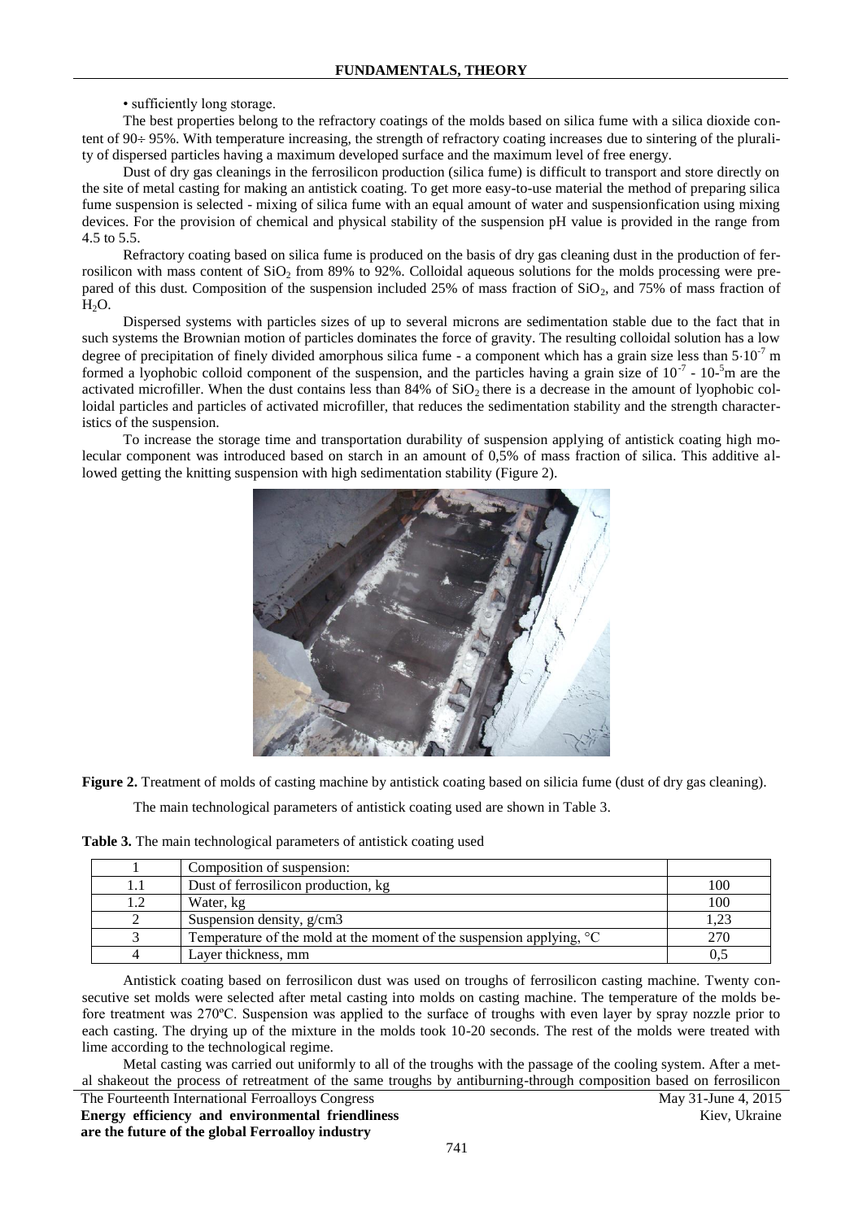• sufficiently long storage.

The best properties belong to the refractory coatings of the molds based on silica fume with a silica dioxide content of 90÷ 95%. With temperature increasing, the strength of refractory coating increases due to sintering of the plurality of dispersed particles having a maximum developed surface and the maximum level of free energy.

Dust of dry gas cleanings in the ferrosilicon production (silica fume) is difficult to transport and store directly on the site of metal casting for making an antistick coating. To get more easy-to-use material the method of preparing silica fume suspension is selected - mixing of silica fume with an equal amount of water and suspensionfication using mixing devices. For the provision of chemical and physical stability of the suspension pH value is provided in the range from 4.5 to 5.5.

Refractory coating based on silica fume is produced on the basis of dry gas cleaning dust in the production of ferrosilicon with mass content of $SiO_2$ from 89% to 92%. Colloidal aqueous solutions for the molds processing were prepared of this dust. Composition of the suspension included 25% of mass fraction of $SiO_2$, and 75% of mass fraction of $H_2O$.

Dispersed systems with particles sizes of up to several microns are sedimentation stable due to the fact that in such systems the Brownian motion of particles dominates the force of gravity. The resulting colloidal solution has a low degree of precipitation of finely divided amorphous silica fume - a component which has a grain size less than $5{\cdot}10^{-7}$ m formed a lyophobic colloid component of the suspension, and the particles having a grain size of $10^{-7}$ - $10^{-5}$m are the activated microfiller. When the dust contains less than 84% of $SiO_2$ there is a decrease in the amount of lyophobic colloidal particles and particles of activated microfiller, that reduces the sedimentation stability and the strength characteristics of the suspension.

To increase the storage time and transportation durability of suspension applying of antistick coating high molecular component was introduced based on starch in an amount of 0,5% of mass fraction of silica. This additive allowed getting the knitting suspension with high sedimentation stability (Figure 2).

**Figure 2.** Treatment of molds of casting machine by antistick coating based on silicia fume (dust of dry gas cleaning).

The main technological parameters of antistick coating used are shown in Table 3.

**Table 3.** The main technological parameters of antistick coating used

| | | |
|---|---|---|
| 1 | Composition of suspension: | |
| 1.1 | Dust of ferrosilicon production, kg | 100 |
| 1.2 | Water, kg | 100 |
| 2 | Suspension density, g/cm3 | 1,23 |
| 3 | Temperature of the mold at the moment of the suspension applying, °C | 270 |
| 4 | Layer thickness, mm | 0,5 |

Antistick coating based on ferrosilicon dust was used on troughs of ferrosilicon casting machine. Twenty consecutive set molds were selected after metal casting into molds on casting machine. The temperature of the molds before treatment was 270ºC. Suspension was applied to the surface of troughs with even layer by spray nozzle prior to each casting. The drying up of the mixture in the molds took 10-20 seconds. The rest of the molds were treated with lime according to the technological regime.

Metal casting was carried out uniformly to all of the troughs with the passage of the cooling system. After a metal shakeout the process of retreatment of the same troughs by antiburning-through composition based on ferrosilicon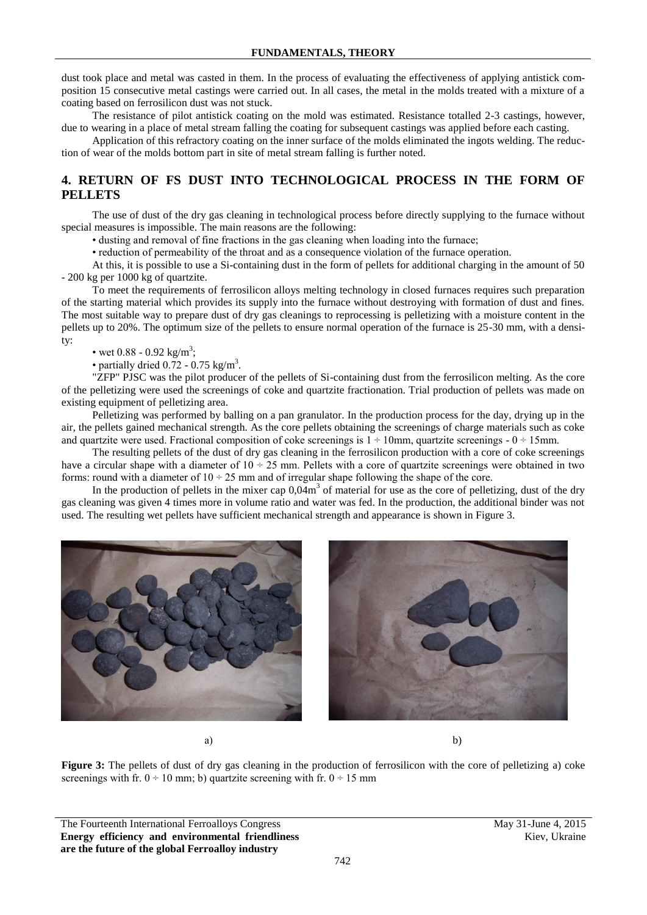dust took place and metal was casted in them. In the process of evaluating the effectiveness of applying antistick composition 15 consecutive metal castings were carried out. In all cases, the metal in the molds treated with a mixture of a coating based on ferrosilicon dust was not stuck.

The resistance of pilot antistick coating on the mold was estimated. Resistance totalled 2-3 castings, however, due to wearing in a place of metal stream falling the coating for subsequent castings was applied before each casting.

Application of this refractory coating on the inner surface of the molds eliminated the ingots welding. The reduction of wear of the molds bottom part in site of metal stream falling is further noted.

## 4. RETURN OF FS DUST INTO TECHNOLOGICAL PROCESS IN THE FORM OF PELLETS

The use of dust of the dry gas cleaning in technological process before directly supplying to the furnace without special measures is impossible. The main reasons are the following:

- dusting and removal of fine fractions in the gas cleaning when loading into the furnace;
- reduction of permeability of the throat and as a consequence violation of the furnace operation.

At this, it is possible to use a Si-containing dust in the form of pellets for additional charging in the amount of 50 - 200 kg per 1000 kg of quartzite.

To meet the requirements of ferrosilicon alloys melting technology in closed furnaces requires such preparation of the starting material which provides its supply into the furnace without destroying with formation of dust and fines. The most suitable way to prepare dust of dry gas cleanings to reprocessing is pelletizing with a moisture content in the pellets up to 20%. The optimum size of the pellets to ensure normal operation of the furnace is 25-30 mm, with a density:

- wet 0.88 - 0.92 kg/m$^3$;
- partially dried 0.72 - 0.75 kg/m$^3$.

"ZFP" PJSC was the pilot producer of the pellets of Si-containing dust from the ferrosilicon melting. As the core of the pelletizing were used the screenings of coke and quartzite fractionation. Trial production of pellets was made on existing equipment of pelletizing area.

Pelletizing was performed by balling on a pan granulator. In the production process for the day, drying up in the air, the pellets gained mechanical strength. As the core pellets obtaining the screenings of charge materials such as coke and quartzite were used. Fractional composition of coke screenings is 1 ÷ 10mm, quartzite screenings - 0 ÷ 15mm.

The resulting pellets of the dust of dry gas cleaning in the ferrosilicon production with a core of coke screenings have a circular shape with a diameter of 10 ÷ 25 mm. Pellets with a core of quartzite screenings were obtained in two forms: round with a diameter of 10 ÷ 25 mm and of irregular shape following the shape of the core.

In the production of pellets in the mixer cap 0,04m$^3$ of material for use as the core of pelletizing, dust of the dry gas cleaning was given 4 times more in volume ratio and water was fed. In the production, the additional binder was not used. The resulting wet pellets have sufficient mechanical strength and appearance is shown in Figure 3.

a) b)

**Figure 3:** The pellets of dust of dry gas cleaning in the production of ferrosilicon with the core of pelletizing a) coke screenings with fr. 0 ÷ 10 mm; b) quartzite screening with fr. 0 ÷ 15 mm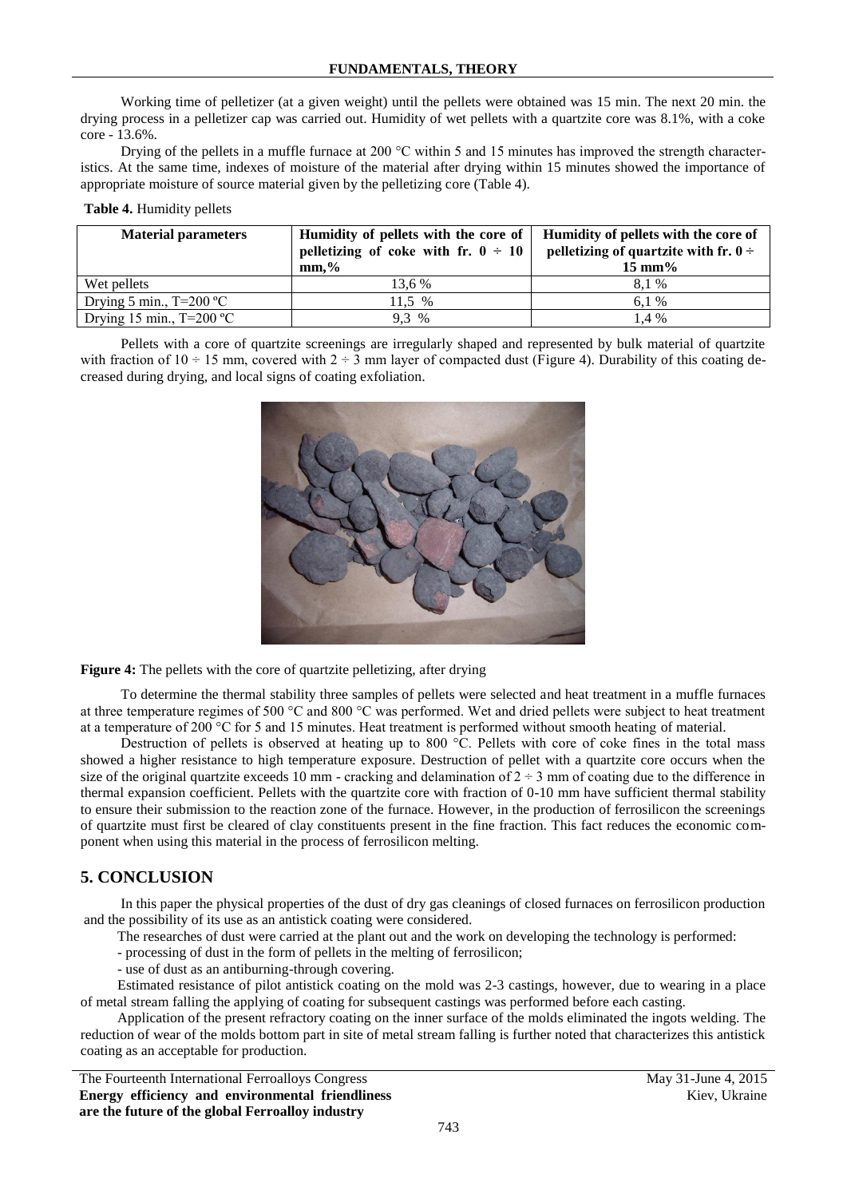Working time of pelletizer (at a given weight) until the pellets were obtained was 15 min. The next 20 min. the drying process in a pelletizer cap was carried out. Humidity of wet pellets with a quartzite core was 8.1%, with a coke core - 13.6%.

Drying of the pellets in a muffle furnace at 200 °C within 5 and 15 minutes has improved the strength characteristics. At the same time, indexes of moisture of the material after drying within 15 minutes showed the importance of appropriate moisture of source material given by the pelletizing core (Table 4).

**Table 4.** Humidity pellets

| Material parameters | Humidity of pellets with the core of pelletizing of coke with fr. 0 ÷ 10 mm,% | Humidity of pellets with the core of pelletizing of quartzite with fr. 0 ÷ 15 mm% |
|---|---|---|
| Wet pellets | 13,6 % | 8,1 % |
| Drying 5 min., T=200 ºC | 11,5 % | 6,1 % |
| Drying 15 min., T=200 ºC | 9,3 % | 1,4 % |

Pellets with a core of quartzite screenings are irregularly shaped and represented by bulk material of quartzite with fraction of 10 ÷ 15 mm, covered with 2 ÷ 3 mm layer of compacted dust (Figure 4). Durability of this coating decreased during drying, and local signs of coating exfoliation.

**Figure 4:** The pellets with the core of quartzite pelletizing, after drying

To determine the thermal stability three samples of pellets were selected and heat treatment in a muffle furnaces at three temperature regimes of 500 °C and 800 °C was performed. Wet and dried pellets were subject to heat treatment at a temperature of 200 °C for 5 and 15 minutes. Heat treatment is performed without smooth heating of material.

Destruction of pellets is observed at heating up to 800 °C. Pellets with core of coke fines in the total mass showed a higher resistance to high temperature exposure. Destruction of pellet with a quartzite core occurs when the size of the original quartzite exceeds 10 mm - cracking and delamination of 2 ÷ 3 mm of coating due to the difference in thermal expansion coefficient. Pellets with the quartzite core with fraction of 0-10 mm have sufficient thermal stability to ensure their submission to the reaction zone of the furnace. However, in the production of ferrosilicon the screenings of quartzite must first be cleared of clay constituents present in the fine fraction. This fact reduces the economic component when using this material in the process of ferrosilicon melting.

## 5. CONCLUSION

In this paper the physical properties of the dust of dry gas cleanings of closed furnaces on ferrosilicon production and the possibility of its use as an antistick coating were considered.

The researches of dust were carried at the plant out and the work on developing the technology is performed:

- processing of dust in the form of pellets in the melting of ferrosilicon;
- use of dust as an antiburning-through covering.

Estimated resistance of pilot antistick coating on the mold was 2-3 castings, however, due to wearing in a place of metal stream falling the applying of coating for subsequent castings was performed before each casting.

Application of the present refractory coating on the inner surface of the molds eliminated the ingots welding. The reduction of wear of the molds bottom part in site of metal stream falling is further noted that characterizes this antistick coating as an acceptable for production.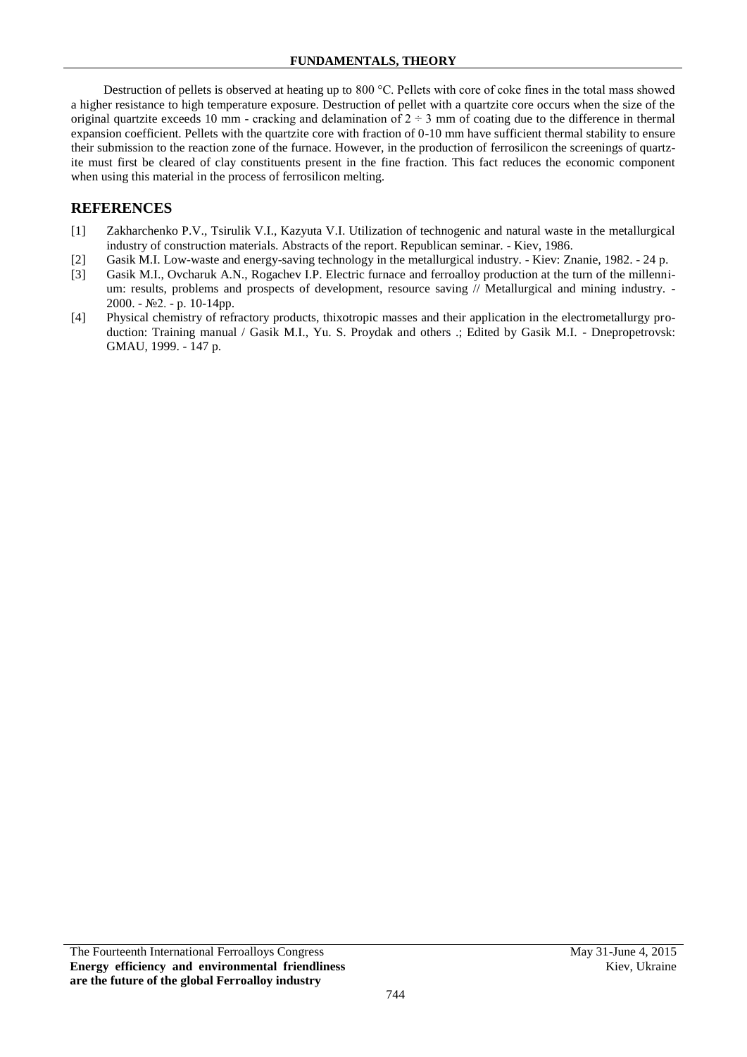Destruction of pellets is observed at heating up to 800 °C. Pellets with core of coke fines in the total mass showed a higher resistance to high temperature exposure. Destruction of pellet with a quartzite core occurs when the size of the original quartzite exceeds 10 mm - cracking and delamination of 2 ÷ 3 mm of coating due to the difference in thermal expansion coefficient. Pellets with the quartzite core with fraction of 0-10 mm have sufficient thermal stability to ensure their submission to the reaction zone of the furnace. However, in the production of ferrosilicon the screenings of quartzite must first be cleared of clay constituents present in the fine fraction. This fact reduces the economic component when using this material in the process of ferrosilicon melting.

## REFERENCES

[1] Zakharchenko P.V., Tsirulik V.I., Kazyuta V.I. Utilization of technogenic and natural waste in the metallurgical industry of construction materials. Abstracts of the report. Republican seminar. - Kiev, 1986.

[2] Gasik M.I. Low-waste and energy-saving technology in the metallurgical industry. - Kiev: Znanie, 1982. - 24 p.

[3] Gasik M.I., Ovcharuk A.N., Rogachev I.P. Electric furnace and ferroalloy production at the turn of the millennium: results, problems and prospects of development, resource saving // Metallurgical and mining industry. - 2000. - №2. - p. 10-14pp.

[4] Physical chemistry of refractory products, thixotropic masses and their application in the electrometallurgy production: Training manual / Gasik M.I., Yu. S. Proydak and others .; Edited by Gasik M.I. - Dnepropetrovsk: GMAU, 1999. - 147 p.